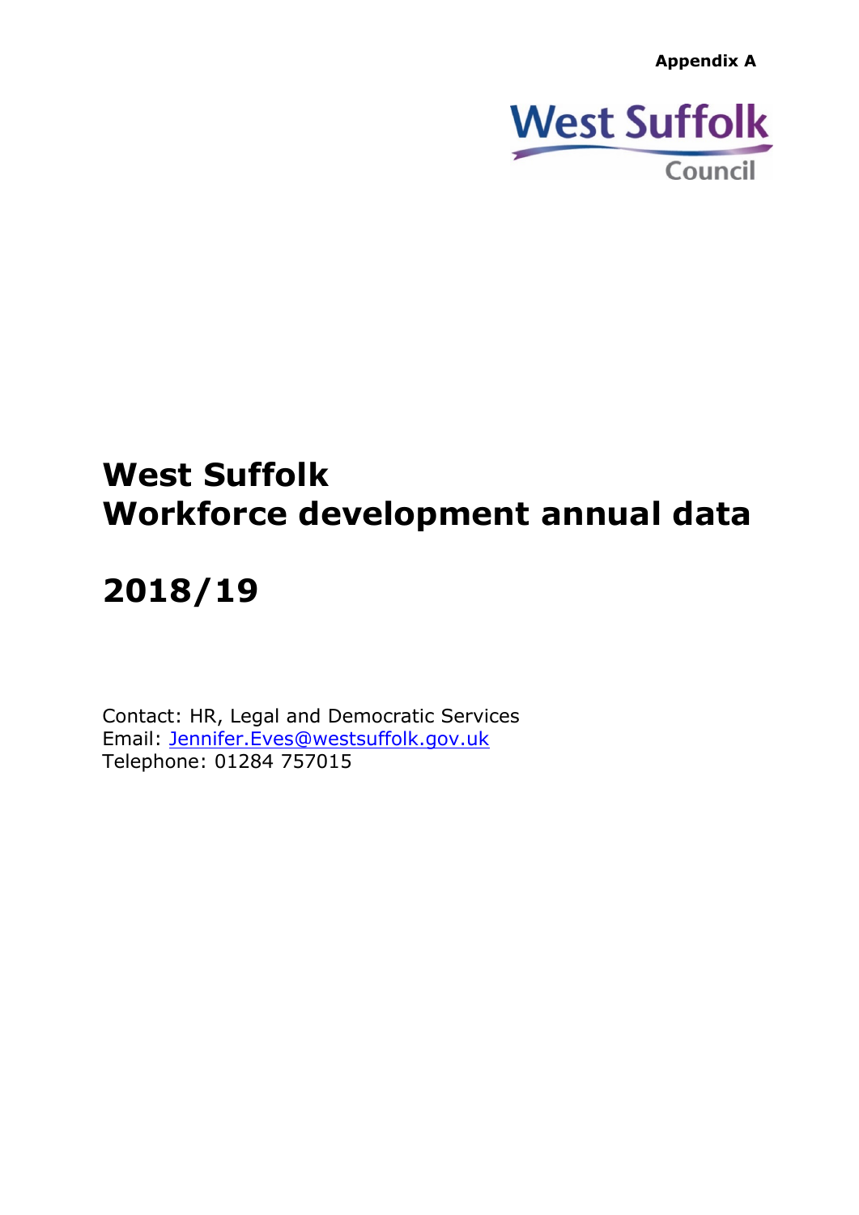**Appendix A**

West Suffolk Council

# West Suffolk
# Workforce development annual data

# 2018/19

Contact: HR, Legal and Democratic Services
Email: Jennifer.Eves@westsuffolk.gov.uk
Telephone: 01284 757015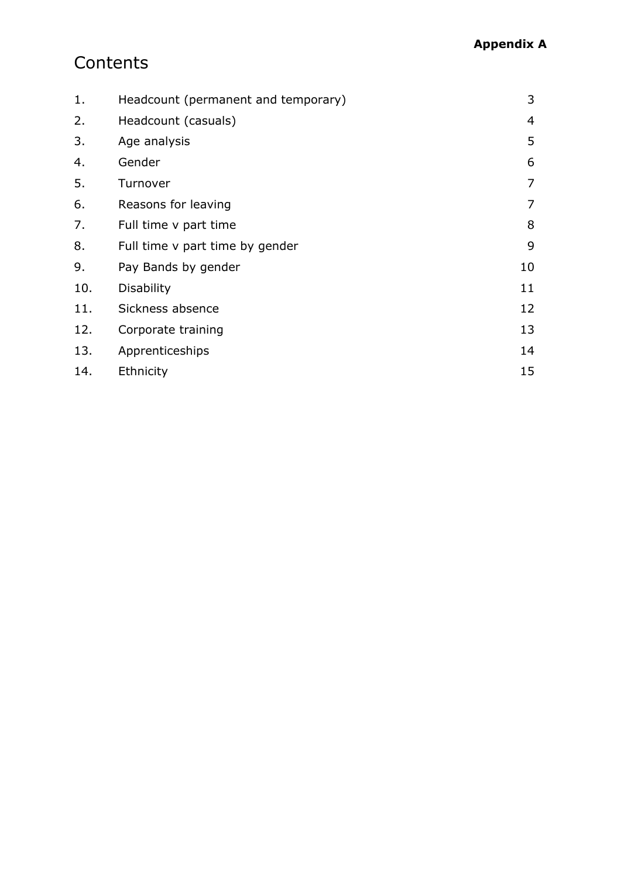**Appendix A**

# Contents

| | | |
|---|---|---|
| 1. | Headcount (permanent and temporary) | 3 |
| 2. | Headcount (casuals) | 4 |
| 3. | Age analysis | 5 |
| 4. | Gender | 6 |
| 5. | Turnover | 7 |
| 6. | Reasons for leaving | 7 |
| 7. | Full time v part time | 8 |
| 8. | Full time v part time by gender | 9 |
| 9. | Pay Bands by gender | 10 |
| 10. | Disability | 11 |
| 11. | Sickness absence | 12 |
| 12. | Corporate training | 13 |
| 13. | Apprenticeships | 14 |
| 14. | Ethnicity | 15 |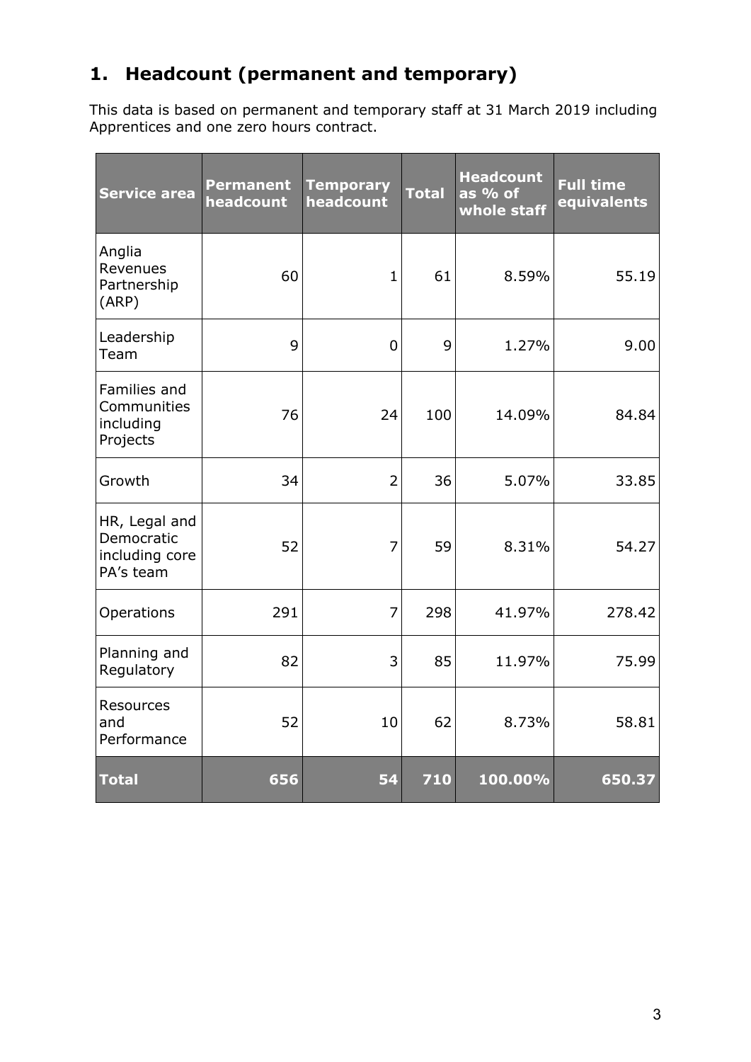## 1. Headcount (permanent and temporary)

This data is based on permanent and temporary staff at 31 March 2019 including Apprentices and one zero hours contract.

| Service area | Permanent headcount | Temporary headcount | Total | Headcount as % of whole staff | Full time equivalents |
|---|---|---|---|---|---|
| Anglia Revenues Partnership (ARP) | 60 | 1 | 61 | 8.59% | 55.19 |
| Leadership Team | 9 | 0 | 9 | 1.27% | 9.00 |
| Families and Communities including Projects | 76 | 24 | 100 | 14.09% | 84.84 |
| Growth | 34 | 2 | 36 | 5.07% | 33.85 |
| HR, Legal and Democratic including core PA's team | 52 | 7 | 59 | 8.31% | 54.27 |
| Operations | 291 | 7 | 298 | 41.97% | 278.42 |
| Planning and Regulatory | 82 | 3 | 85 | 11.97% | 75.99 |
| Resources and Performance | 52 | 10 | 62 | 8.73% | 58.81 |
| **Total** | **656** | **54** | **710** | **100.00%** | **650.37** |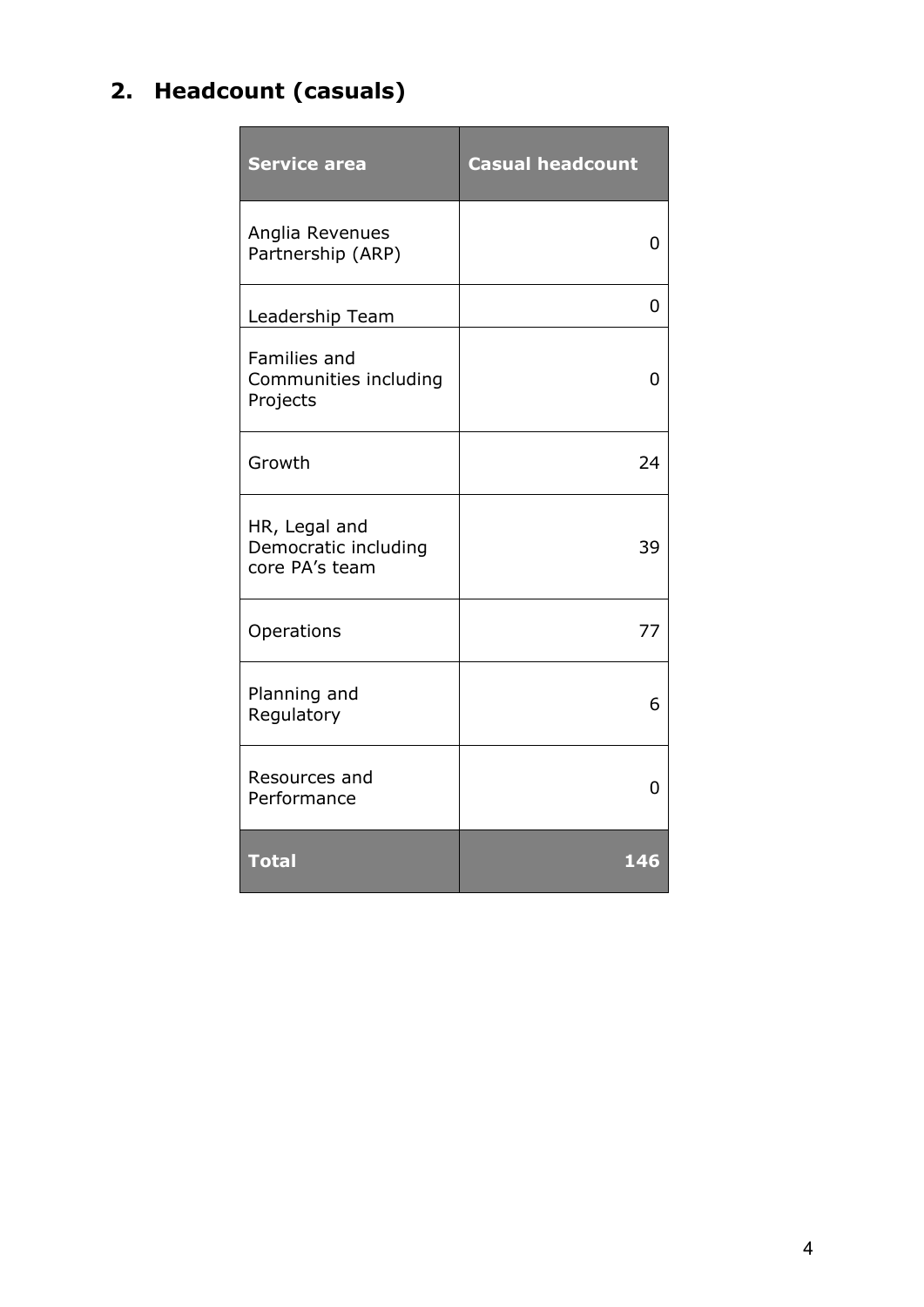## 2. Headcount (casuals)

| Service area | Casual headcount |
|---|---|
| Anglia Revenues Partnership (ARP) | 0 |
| Leadership Team | 0 |
| Families and Communities including Projects | 0 |
| Growth | 24 |
| HR, Legal and Democratic including core PA's team | 39 |
| Operations | 77 |
| Planning and Regulatory | 6 |
| Resources and Performance | 0 |
| **Total** | **146** |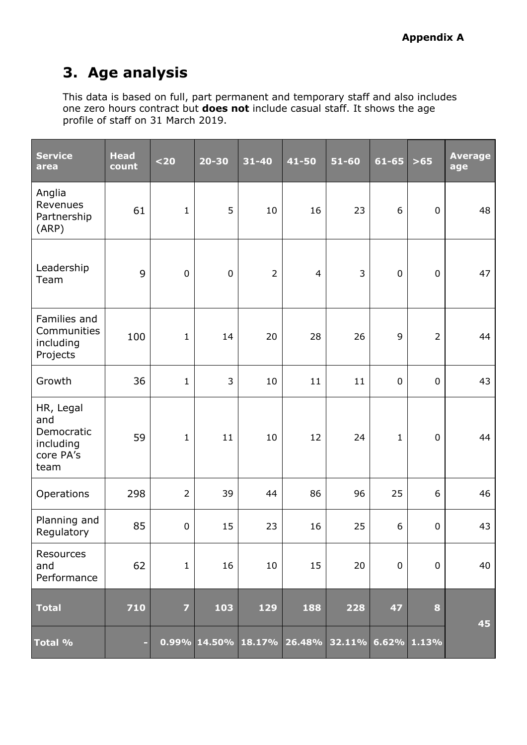**Appendix A**

## 3. Age analysis

This data is based on full, part permanent and temporary staff and also includes one zero hours contract but **does not** include casual staff. It shows the age profile of staff on 31 March 2019.

| Service area | Head count | <20 | 20-30 | 31-40 | 41-50 | 51-60 | 61-65 | >65 | Average age |
|---|---|---|---|---|---|---|---|---|---|
| Anglia Revenues Partnership (ARP) | 61 | 1 | 5 | 10 | 16 | 23 | 6 | 0 | 48 |
| Leadership Team | 9 | 0 | 0 | 2 | 4 | 3 | 0 | 0 | 47 |
| Families and Communities including Projects | 100 | 1 | 14 | 20 | 28 | 26 | 9 | 2 | 44 |
| Growth | 36 | 1 | 3 | 10 | 11 | 11 | 0 | 0 | 43 |
| HR, Legal and Democratic including core PA's team | 59 | 1 | 11 | 10 | 12 | 24 | 1 | 0 | 44 |
| Operations | 298 | 2 | 39 | 44 | 86 | 96 | 25 | 6 | 46 |
| Planning and Regulatory | 85 | 0 | 15 | 23 | 16 | 25 | 6 | 0 | 43 |
| Resources and Performance | 62 | 1 | 16 | 10 | 15 | 20 | 0 | 0 | 40 |
| **Total** | **710** | **7** | **103** | **129** | **188** | **228** | **47** | **8** | **45** |
| **Total %** | **-** | **0.99%** | **14.50%** | **18.17%** | **26.48%** | **32.11%** | **6.62%** | **1.13%** | |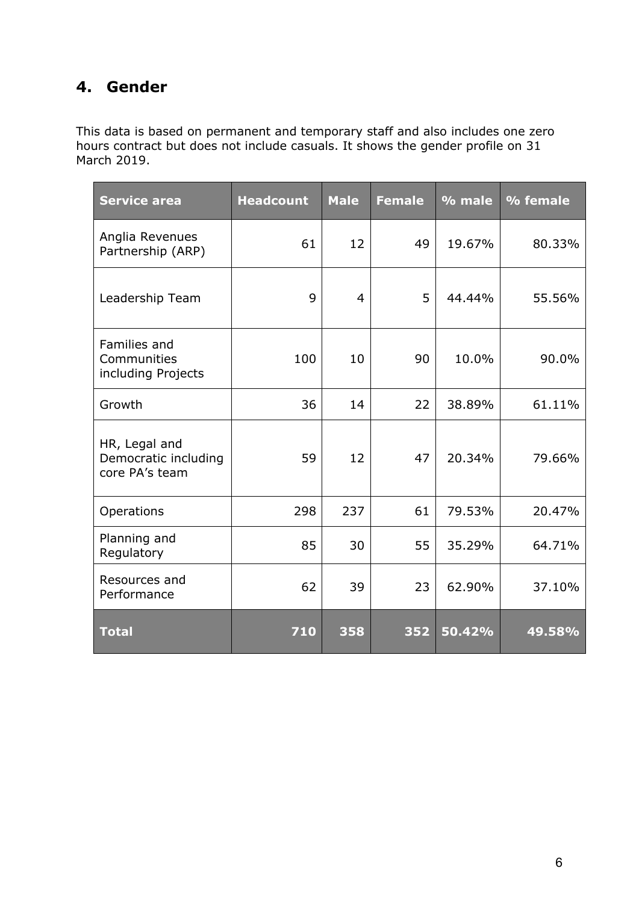## 4. Gender

This data is based on permanent and temporary staff and also includes one zero hours contract but does not include casuals. It shows the gender profile on 31 March 2019.

| Service area | Headcount | Male | Female | % male | % female |
|---|---|---|---|---|---|
| Anglia Revenues Partnership (ARP) | 61 | 12 | 49 | 19.67% | 80.33% |
| Leadership Team | 9 | 4 | 5 | 44.44% | 55.56% |
| Families and Communities including Projects | 100 | 10 | 90 | 10.0% | 90.0% |
| Growth | 36 | 14 | 22 | 38.89% | 61.11% |
| HR, Legal and Democratic including core PA's team | 59 | 12 | 47 | 20.34% | 79.66% |
| Operations | 298 | 237 | 61 | 79.53% | 20.47% |
| Planning and Regulatory | 85 | 30 | 55 | 35.29% | 64.71% |
| Resources and Performance | 62 | 39 | 23 | 62.90% | 37.10% |
| **Total** | **710** | **358** | **352** | **50.42%** | **49.58%** |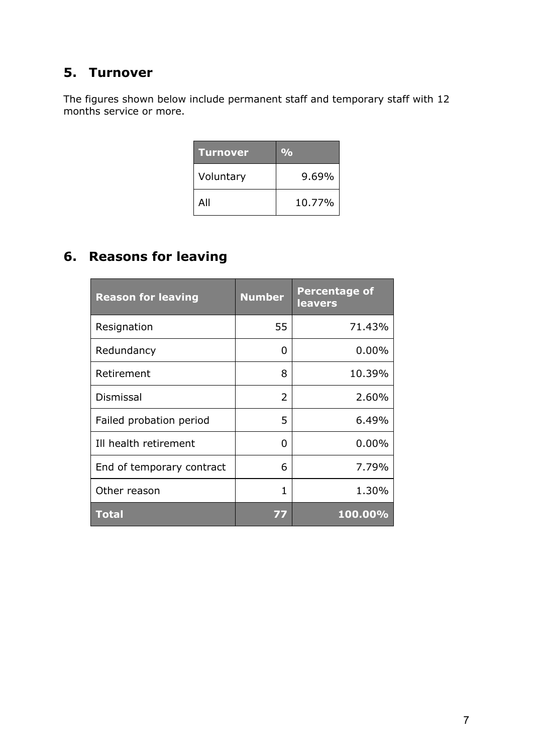## 5. Turnover

The figures shown below include permanent staff and temporary staff with 12 months service or more.

| Turnover | % |
|---|---|
| Voluntary | 9.69% |
| All | 10.77% |

## 6. Reasons for leaving

| Reason for leaving | Number | Percentage of leavers |
|---|---|---|
| Resignation | 55 | 71.43% |
| Redundancy | 0 | 0.00% |
| Retirement | 8 | 10.39% |
| Dismissal | 2 | 2.60% |
| Failed probation period | 5 | 6.49% |
| Ill health retirement | 0 | 0.00% |
| End of temporary contract | 6 | 7.79% |
| Other reason | 1 | 1.30% |
| **Total** | **77** | **100.00%** |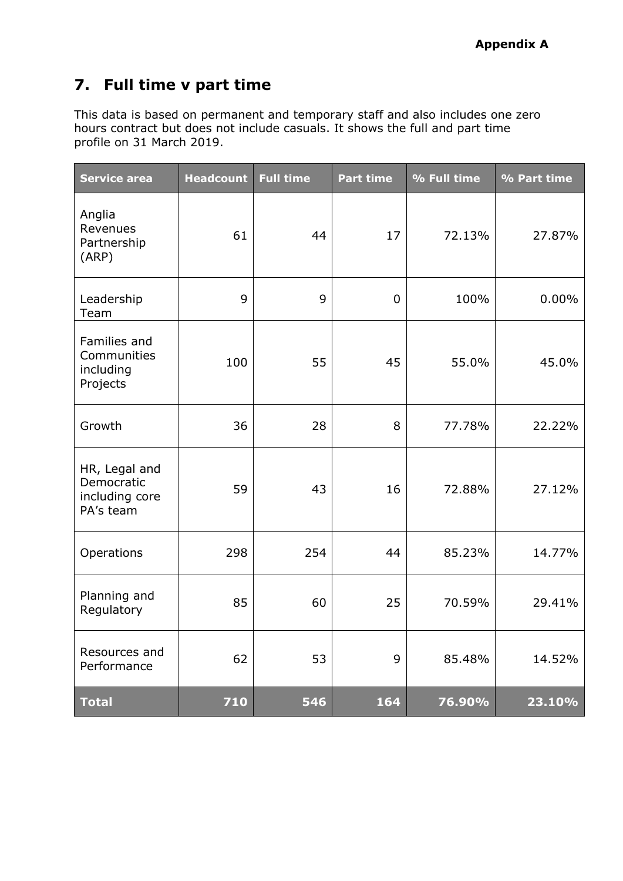**Appendix A**

## 7. Full time v part time

This data is based on permanent and temporary staff and also includes one zero hours contract but does not include casuals. It shows the full and part time profile on 31 March 2019.

| Service area | Headcount | Full time | Part time | % Full time | % Part time |
|---|---|---|---|---|---|
| Anglia Revenues Partnership (ARP) | 61 | 44 | 17 | 72.13% | 27.87% |
| Leadership Team | 9 | 9 | 0 | 100% | 0.00% |
| Families and Communities including Projects | 100 | 55 | 45 | 55.0% | 45.0% |
| Growth | 36 | 28 | 8 | 77.78% | 22.22% |
| HR, Legal and Democratic including core PA's team | 59 | 43 | 16 | 72.88% | 27.12% |
| Operations | 298 | 254 | 44 | 85.23% | 14.77% |
| Planning and Regulatory | 85 | 60 | 25 | 70.59% | 29.41% |
| Resources and Performance | 62 | 53 | 9 | 85.48% | 14.52% |
| **Total** | **710** | **546** | **164** | **76.90%** | **23.10%** |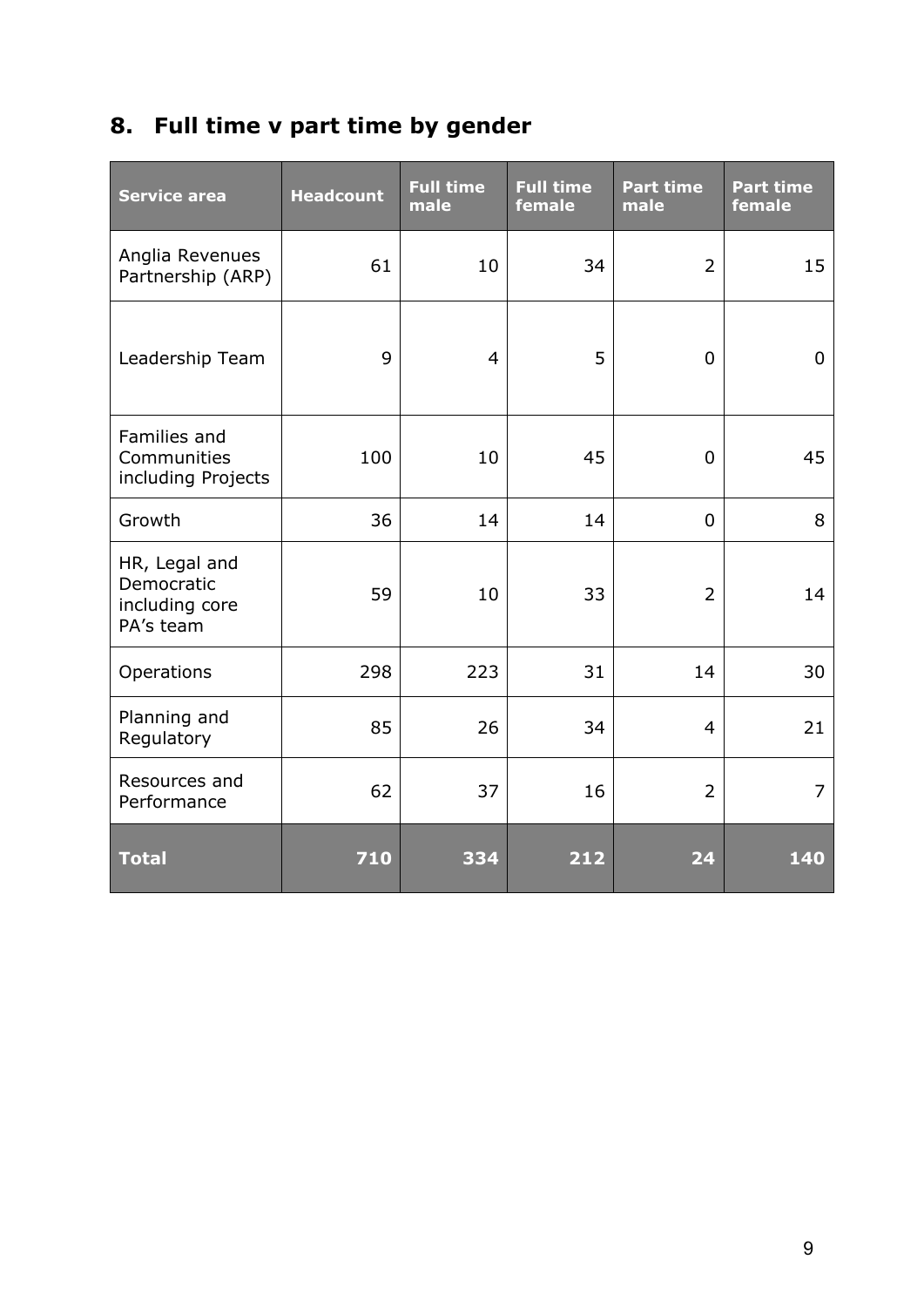## 8. Full time v part time by gender

| Service area | Headcount | Full time male | Full time female | Part time male | Part time female |
|---|---|---|---|---|---|
| Anglia Revenues Partnership (ARP) | 61 | 10 | 34 | 2 | 15 |
| Leadership Team | 9 | 4 | 5 | 0 | 0 |
| Families and Communities including Projects | 100 | 10 | 45 | 0 | 45 |
| Growth | 36 | 14 | 14 | 0 | 8 |
| HR, Legal and Democratic including core PA's team | 59 | 10 | 33 | 2 | 14 |
| Operations | 298 | 223 | 31 | 14 | 30 |
| Planning and Regulatory | 85 | 26 | 34 | 4 | 21 |
| Resources and Performance | 62 | 37 | 16 | 2 | 7 |
| **Total** | **710** | **334** | **212** | **24** | **140** |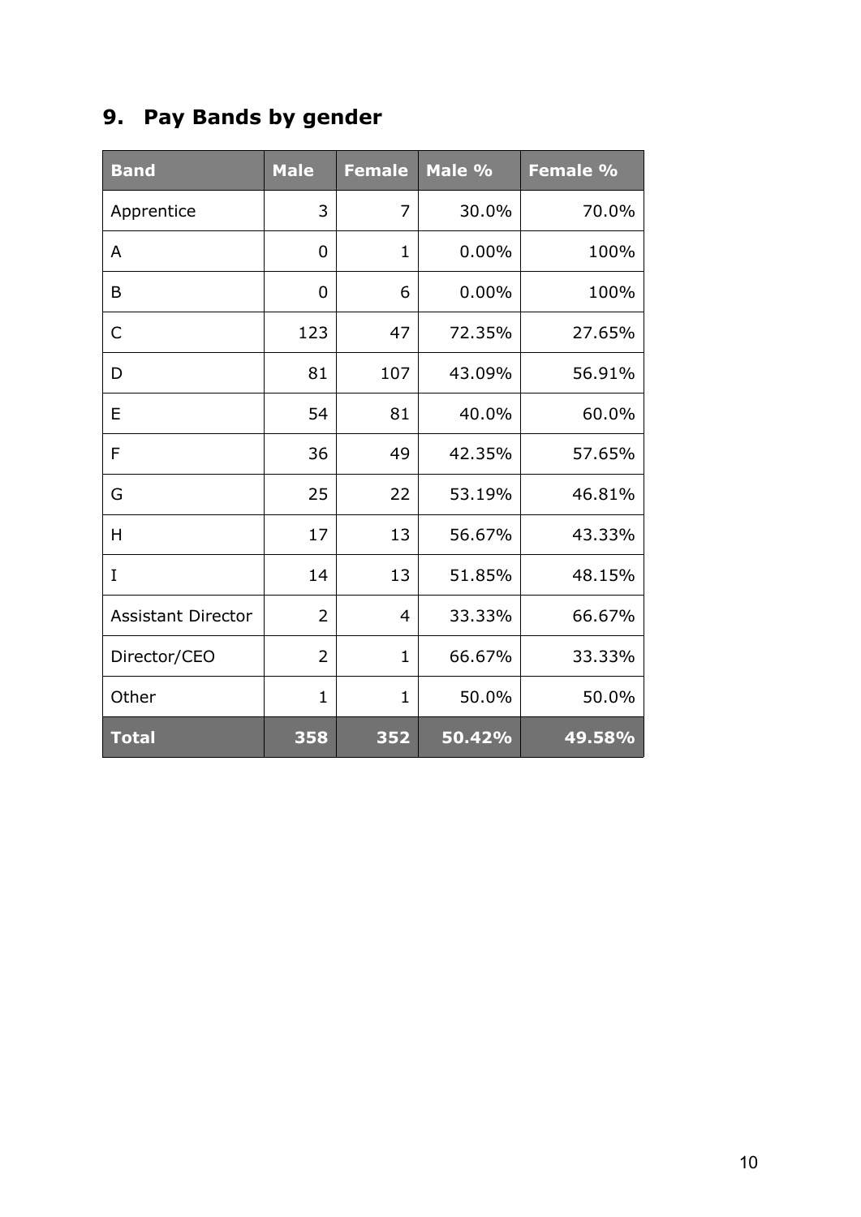## 9. Pay Bands by gender

| Band | Male | Female | Male % | Female % |
|---|---|---|---|---|
| Apprentice | 3 | 7 | 30.0% | 70.0% |
| A | 0 | 1 | 0.00% | 100% |
| B | 0 | 6 | 0.00% | 100% |
| C | 123 | 47 | 72.35% | 27.65% |
| D | 81 | 107 | 43.09% | 56.91% |
| E | 54 | 81 | 40.0% | 60.0% |
| F | 36 | 49 | 42.35% | 57.65% |
| G | 25 | 22 | 53.19% | 46.81% |
| H | 17 | 13 | 56.67% | 43.33% |
| I | 14 | 13 | 51.85% | 48.15% |
| Assistant Director | 2 | 4 | 33.33% | 66.67% |
| Director/CEO | 2 | 1 | 66.67% | 33.33% |
| Other | 1 | 1 | 50.0% | 50.0% |
| **Total** | **358** | **352** | **50.42%** | **49.58%** |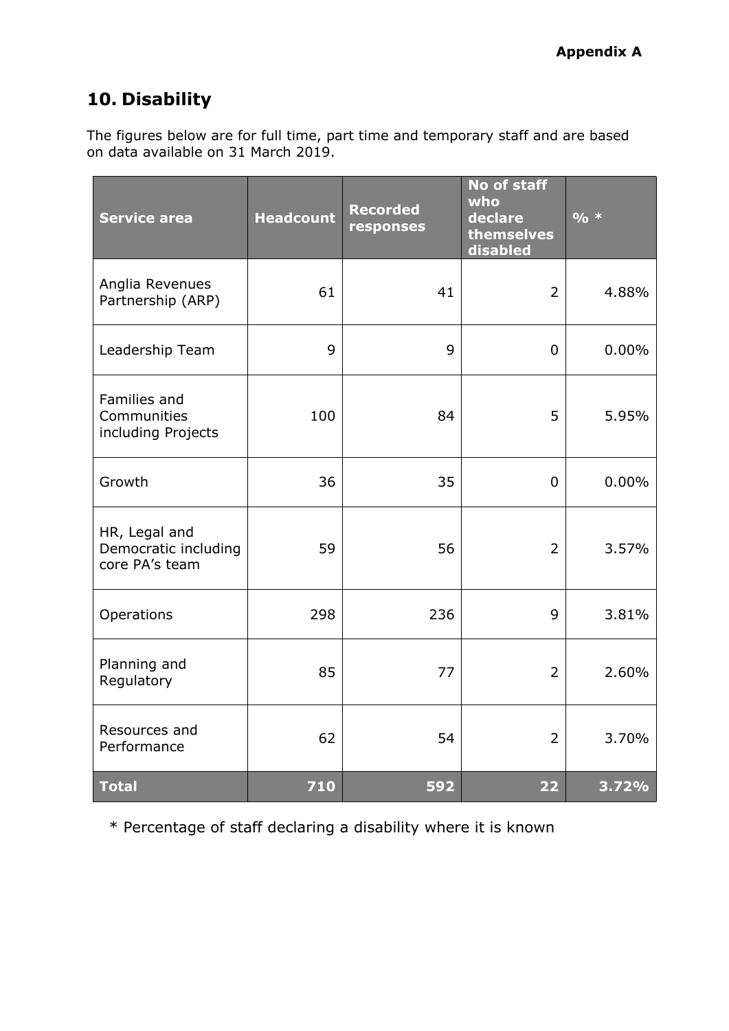**Appendix A**

## 10. Disability

The figures below are for full time, part time and temporary staff and are based on data available on 31 March 2019.

| Service area | Headcount | Recorded responses | No of staff who declare themselves disabled | % * |
|---|---|---|---|---|
| Anglia Revenues Partnership (ARP) | 61 | 41 | 2 | 4.88% |
| Leadership Team | 9 | 9 | 0 | 0.00% |
| Families and Communities including Projects | 100 | 84 | 5 | 5.95% |
| Growth | 36 | 35 | 0 | 0.00% |
| HR, Legal and Democratic including core PA's team | 59 | 56 | 2 | 3.57% |
| Operations | 298 | 236 | 9 | 3.81% |
| Planning and Regulatory | 85 | 77 | 2 | 2.60% |
| Resources and Performance | 62 | 54 | 2 | 3.70% |
| **Total** | **710** | **592** | **22** | **3.72%** |

* Percentage of staff declaring a disability where it is known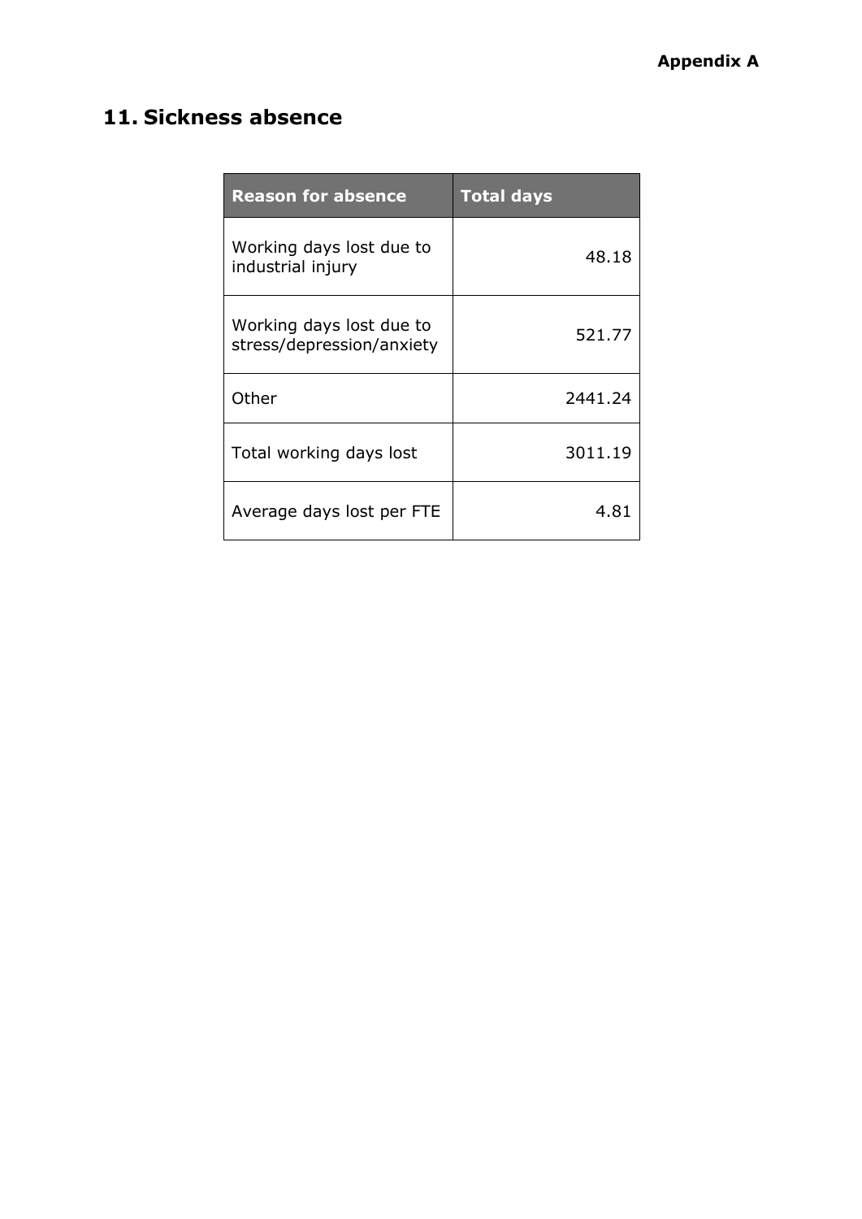## 11. Sickness absence

| Reason for absence | Total days |
| --- | --- |
| Working days lost due to industrial injury | 48.18 |
| Working days lost due to stress/depression/anxiety | 521.77 |
| Other | 2441.24 |
| Total working days lost | 3011.19 |
| Average days lost per FTE | 4.81 |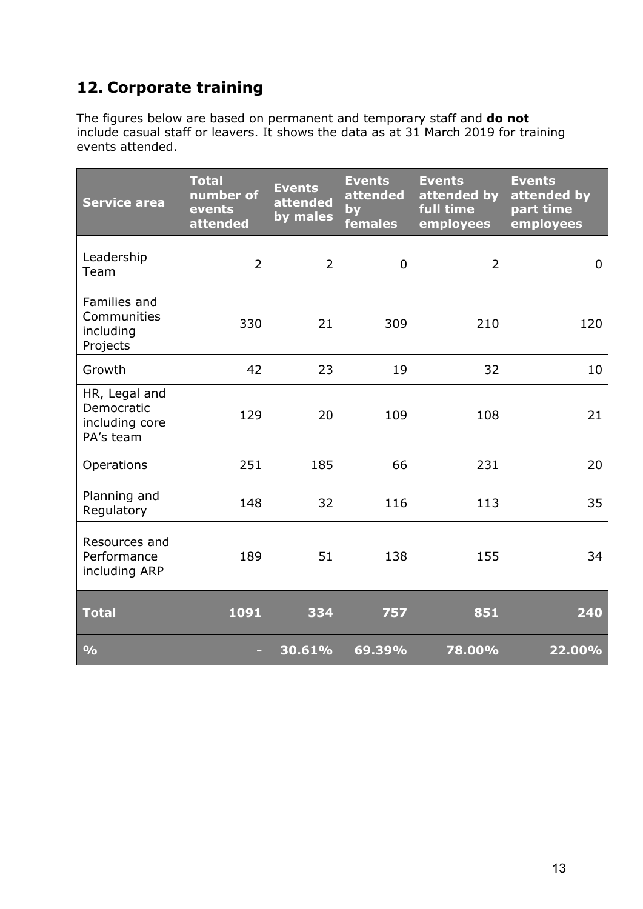## 12. Corporate training

The figures below are based on permanent and temporary staff and **do not** include casual staff or leavers. It shows the data as at 31 March 2019 for training events attended.

| Service area | Total number of events attended | Events attended by males | Events attended by females | Events attended by full time employees | Events attended by part time employees |
|---|---|---|---|---|---|
| Leadership Team | 2 | 2 | 0 | 2 | 0 |
| Families and Communities including Projects | 330 | 21 | 309 | 210 | 120 |
| Growth | 42 | 23 | 19 | 32 | 10 |
| HR, Legal and Democratic including core PA's team | 129 | 20 | 109 | 108 | 21 |
| Operations | 251 | 185 | 66 | 231 | 20 |
| Planning and Regulatory | 148 | 32 | 116 | 113 | 35 |
| Resources and Performance including ARP | 189 | 51 | 138 | 155 | 34 |
| **Total** | **1091** | **334** | **757** | **851** | **240** |
| **%** | **-** | **30.61%** | **69.39%** | **78.00%** | **22.00%** |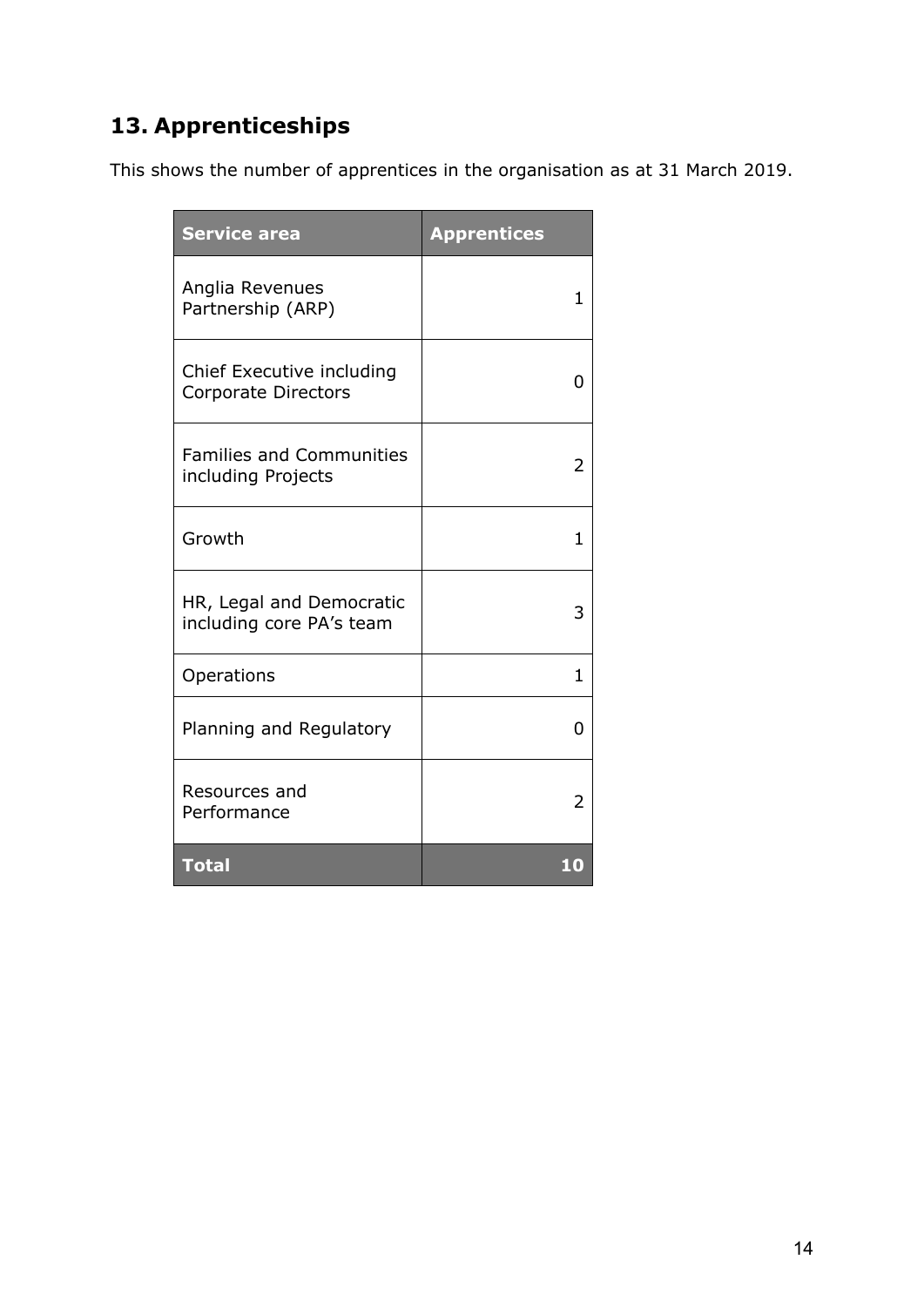## 13. Apprenticeships

This shows the number of apprentices in the organisation as at 31 March 2019.

| Service area | Apprentices |
|---|---:|
| Anglia Revenues Partnership (ARP) | 1 |
| Chief Executive including Corporate Directors | 0 |
| Families and Communities including Projects | 2 |
| Growth | 1 |
| HR, Legal and Democratic including core PA's team | 3 |
| Operations | 1 |
| Planning and Regulatory | 0 |
| Resources and Performance | 2 |
| **Total** | **10** |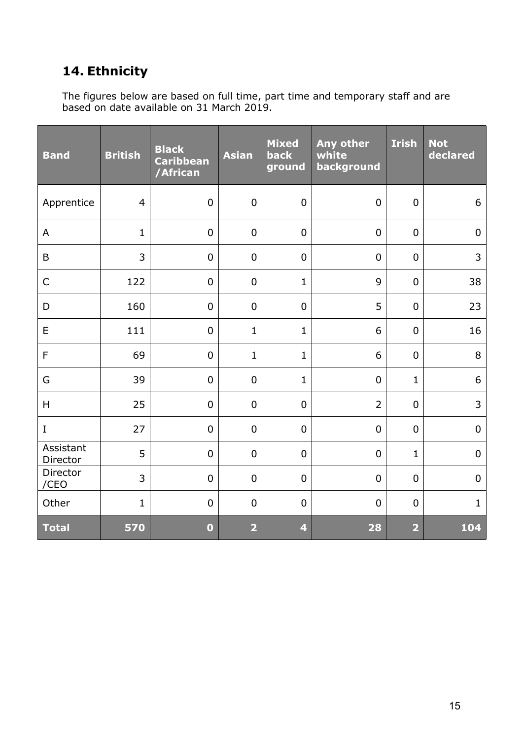## 14. Ethnicity

The figures below are based on full time, part time and temporary staff and are based on date available on 31 March 2019.

| Band | British | Black Caribbean /African | Asian | Mixed back ground | Any other white background | Irish | Not declared |
|---|---|---|---|---|---|---|---|
| Apprentice | 4 | 0 | 0 | 0 | 0 | 0 | 6 |
| A | 1 | 0 | 0 | 0 | 0 | 0 | 0 |
| B | 3 | 0 | 0 | 0 | 0 | 0 | 3 |
| C | 122 | 0 | 0 | 1 | 9 | 0 | 38 |
| D | 160 | 0 | 0 | 0 | 5 | 0 | 23 |
| E | 111 | 0 | 1 | 1 | 6 | 0 | 16 |
| F | 69 | 0 | 1 | 1 | 6 | 0 | 8 |
| G | 39 | 0 | 0 | 1 | 0 | 1 | 6 |
| H | 25 | 0 | 0 | 0 | 2 | 0 | 3 |
| I | 27 | 0 | 0 | 0 | 0 | 0 | 0 |
| Assistant Director | 5 | 0 | 0 | 0 | 0 | 1 | 0 |
| Director /CEO | 3 | 0 | 0 | 0 | 0 | 0 | 0 |
| Other | 1 | 0 | 0 | 0 | 0 | 0 | 1 |
| **Total** | **570** | **0** | **2** | **4** | **28** | **2** | **104** |